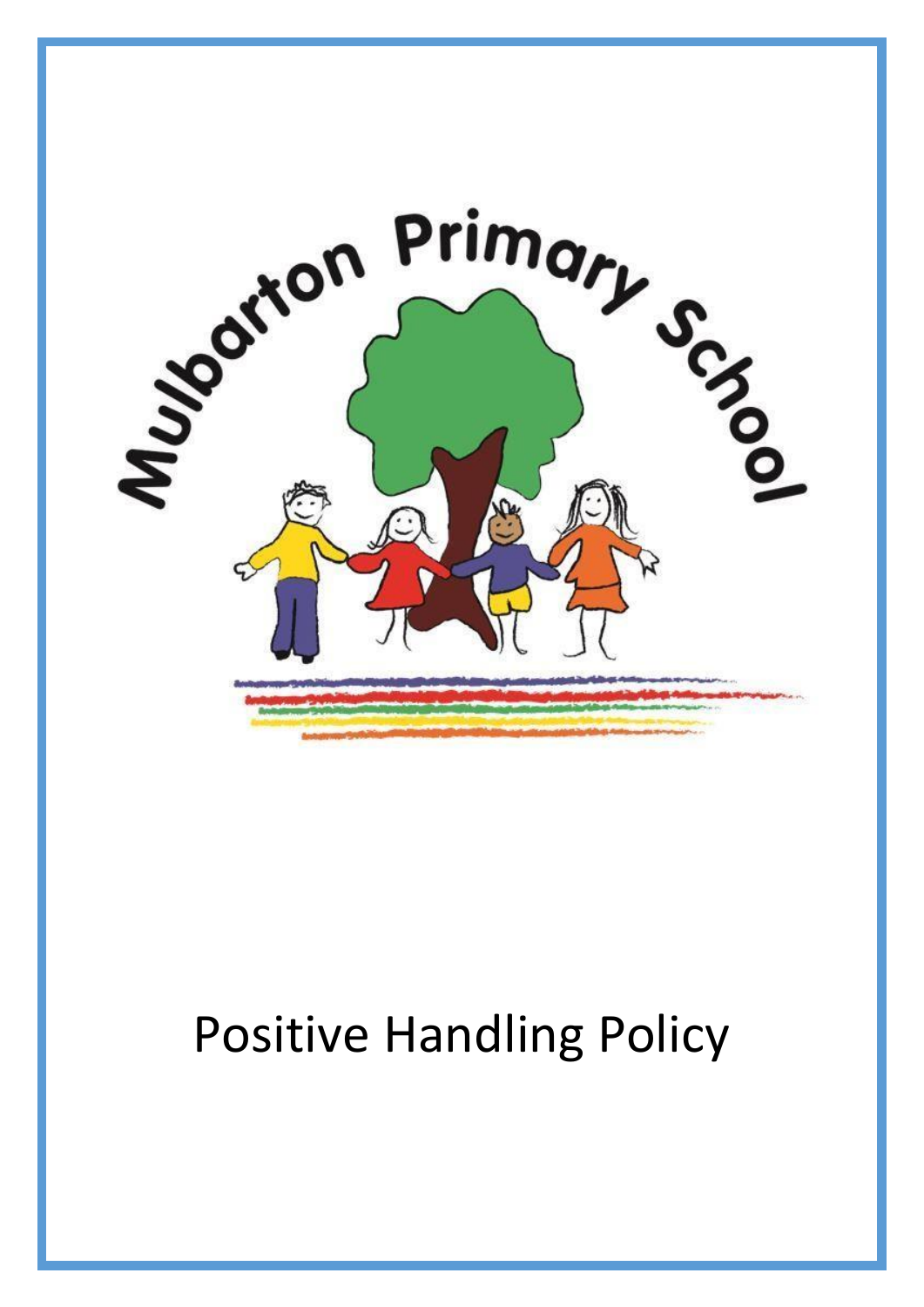Mulbarton Primary School

# Positive Handling Policy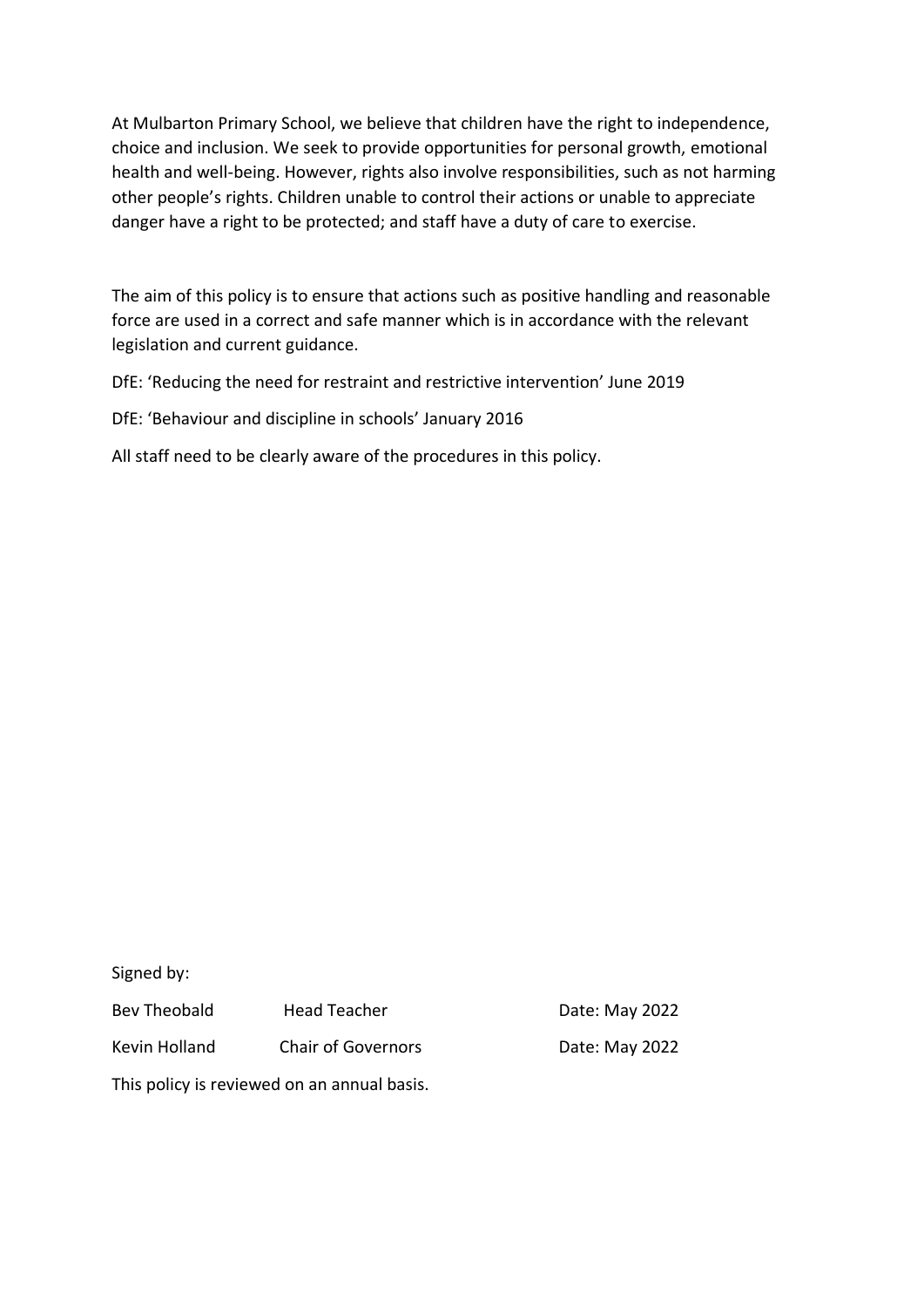At Mulbarton Primary School, we believe that children have the right to independence, choice and inclusion. We seek to provide opportunities for personal growth, emotional health and well-being. However, rights also involve responsibilities, such as not harming other people's rights. Children unable to control their actions or unable to appreciate danger have a right to be protected; and staff have a duty of care to exercise.

The aim of this policy is to ensure that actions such as positive handling and reasonable force are used in a correct and safe manner which is in accordance with the relevant legislation and current guidance.

DfE: 'Reducing the need for restraint and restrictive intervention' June 2019

DfE: 'Behaviour and discipline in schools' January 2016

All staff need to be clearly aware of the procedures in this policy.

Signed by:

| | | |
|---|---|---|
| Bev Theobald | Head Teacher | Date: May 2022 |
| Kevin Holland | Chair of Governors | Date: May 2022 |

This policy is reviewed on an annual basis.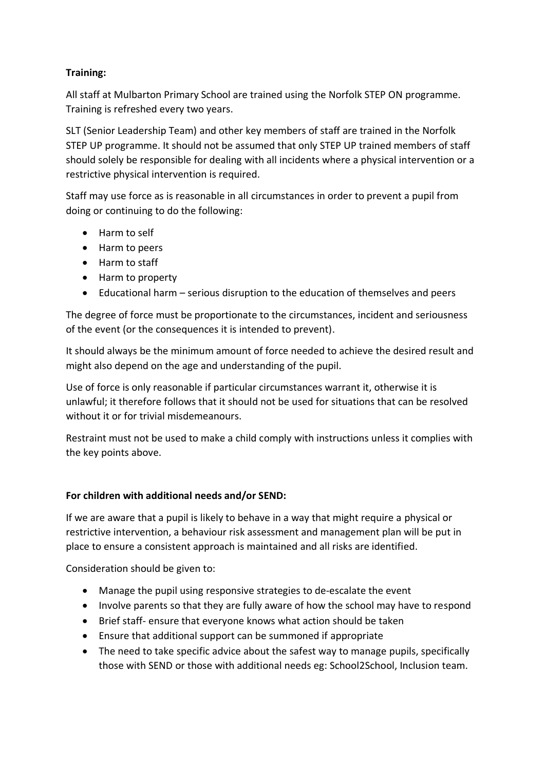**Training:**

All staff at Mulbarton Primary School are trained using the Norfolk STEP ON programme. Training is refreshed every two years.

SLT (Senior Leadership Team) and other key members of staff are trained in the Norfolk STEP UP programme. It should not be assumed that only STEP UP trained members of staff should solely be responsible for dealing with all incidents where a physical intervention or a restrictive physical intervention is required.

Staff may use force as is reasonable in all circumstances in order to prevent a pupil from doing or continuing to do the following:

- Harm to self
- Harm to peers
- Harm to staff
- Harm to property
- Educational harm – serious disruption to the education of themselves and peers

The degree of force must be proportionate to the circumstances, incident and seriousness of the event (or the consequences it is intended to prevent).

It should always be the minimum amount of force needed to achieve the desired result and might also depend on the age and understanding of the pupil.

Use of force is only reasonable if particular circumstances warrant it, otherwise it is unlawful; it therefore follows that it should not be used for situations that can be resolved without it or for trivial misdemeanours.

Restraint must not be used to make a child comply with instructions unless it complies with the key points above.

**For children with additional needs and/or SEND:**

If we are aware that a pupil is likely to behave in a way that might require a physical or restrictive intervention, a behaviour risk assessment and management plan will be put in place to ensure a consistent approach is maintained and all risks are identified.

Consideration should be given to:

- Manage the pupil using responsive strategies to de-escalate the event
- Involve parents so that they are fully aware of how the school may have to respond
- Brief staff- ensure that everyone knows what action should be taken
- Ensure that additional support can be summoned if appropriate
- The need to take specific advice about the safest way to manage pupils, specifically those with SEND or those with additional needs eg: School2School, Inclusion team.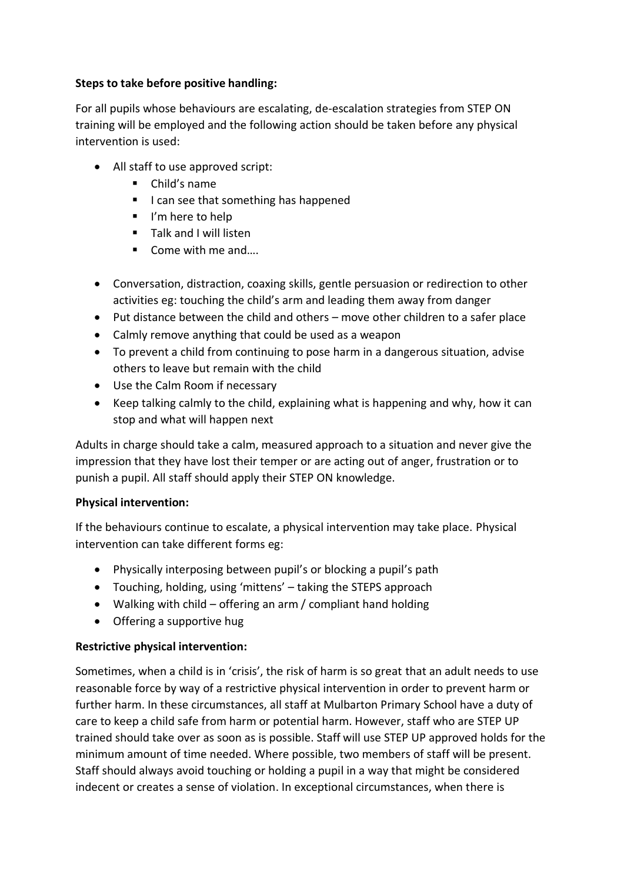**Steps to take before positive handling:**

For all pupils whose behaviours are escalating, de-escalation strategies from STEP ON training will be employed and the following action should be taken before any physical intervention is used:

- All staff to use approved script:
    - Child's name
    - I can see that something has happened
    - I'm here to help
    - Talk and I will listen
    - Come with me and….
- Conversation, distraction, coaxing skills, gentle persuasion or redirection to other activities eg: touching the child's arm and leading them away from danger
- Put distance between the child and others – move other children to a safer place
- Calmly remove anything that could be used as a weapon
- To prevent a child from continuing to pose harm in a dangerous situation, advise others to leave but remain with the child
- Use the Calm Room if necessary
- Keep talking calmly to the child, explaining what is happening and why, how it can stop and what will happen next

Adults in charge should take a calm, measured approach to a situation and never give the impression that they have lost their temper or are acting out of anger, frustration or to punish a pupil. All staff should apply their STEP ON knowledge.

**Physical intervention:**

If the behaviours continue to escalate, a physical intervention may take place. Physical intervention can take different forms eg:

- Physically interposing between pupil's or blocking a pupil's path
- Touching, holding, using 'mittens' – taking the STEPS approach
- Walking with child – offering an arm / compliant hand holding
- Offering a supportive hug

**Restrictive physical intervention:**

Sometimes, when a child is in 'crisis', the risk of harm is so great that an adult needs to use reasonable force by way of a restrictive physical intervention in order to prevent harm or further harm. In these circumstances, all staff at Mulbarton Primary School have a duty of care to keep a child safe from harm or potential harm. However, staff who are STEP UP trained should take over as soon as is possible. Staff will use STEP UP approved holds for the minimum amount of time needed. Where possible, two members of staff will be present. Staff should always avoid touching or holding a pupil in a way that might be considered indecent or creates a sense of violation. In exceptional circumstances, when there is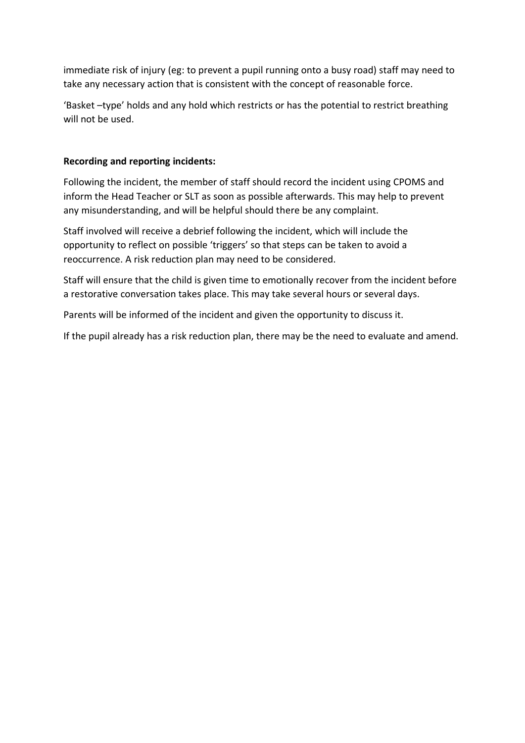immediate risk of injury (eg: to prevent a pupil running onto a busy road) staff may need to take any necessary action that is consistent with the concept of reasonable force.

'Basket –type' holds and any hold which restricts or has the potential to restrict breathing will not be used.

**Recording and reporting incidents:**

Following the incident, the member of staff should record the incident using CPOMS and inform the Head Teacher or SLT as soon as possible afterwards. This may help to prevent any misunderstanding, and will be helpful should there be any complaint.

Staff involved will receive a debrief following the incident, which will include the opportunity to reflect on possible 'triggers' so that steps can be taken to avoid a reoccurrence. A risk reduction plan may need to be considered.

Staff will ensure that the child is given time to emotionally recover from the incident before a restorative conversation takes place. This may take several hours or several days.

Parents will be informed of the incident and given the opportunity to discuss it.

If the pupil already has a risk reduction plan, there may be the need to evaluate and amend.